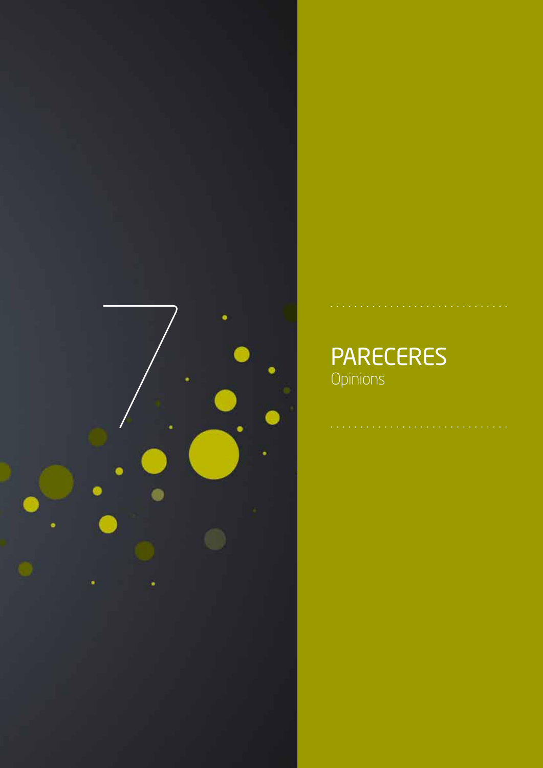# 7

## PARECERES
Opinions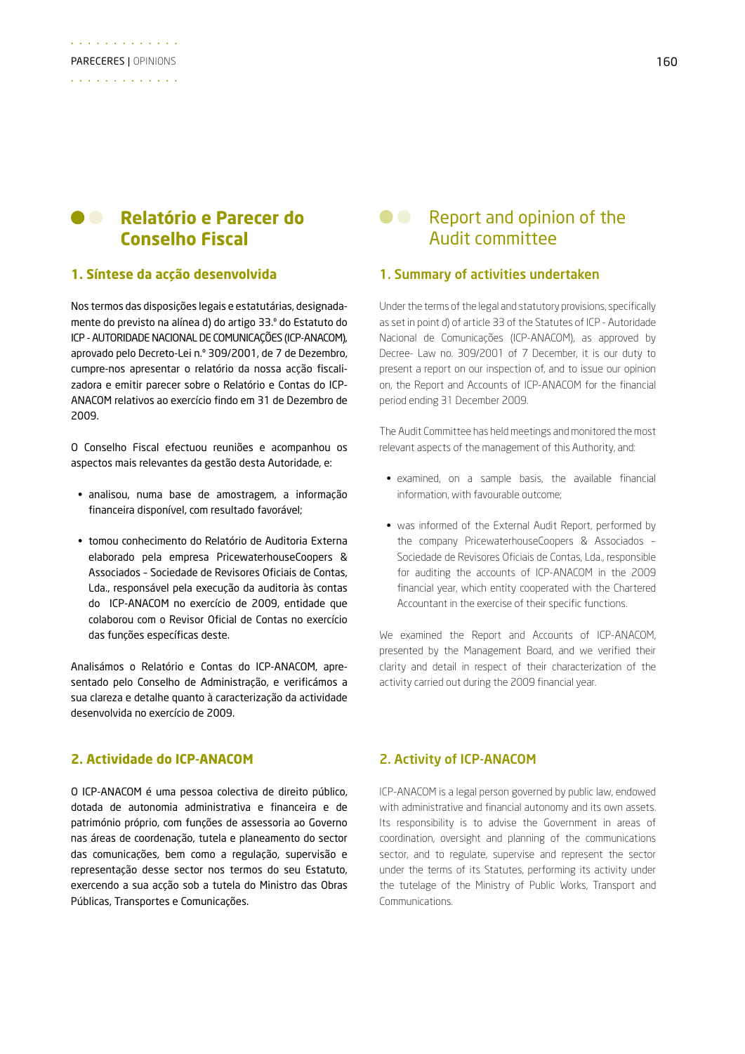## Relatório e Parecer do Conselho Fiscal

### 1. Síntese da acção desenvolvida

Nos termos das disposições legais e estatutárias, designadamente do previsto na alínea d) do artigo 33.º do Estatuto do ICP - AUTORIDADE NACIONAL DE COMUNICAÇÕES (ICP-ANACOM), aprovado pelo Decreto-Lei n.º 309/2001, de 7 de Dezembro, cumpre-nos apresentar o relatório da nossa acção fiscalizadora e emitir parecer sobre o Relatório e Contas do ICP-ANACOM relativos ao exercício findo em 31 de Dezembro de 2009.

O Conselho Fiscal efectuou reuniões e acompanhou os aspectos mais relevantes da gestão desta Autoridade, e:

- analisou, numa base de amostragem, a informação financeira disponível, com resultado favorável;
- tomou conhecimento do Relatório de Auditoria Externa elaborado pela empresa PricewaterhouseCoopers & Associados - Sociedade de Revisores Oficiais de Contas, Lda., responsável pela execução da auditoria às contas do ICP-ANACOM no exercício de 2009, entidade que colaborou com o Revisor Oficial de Contas no exercício das funções específicas deste.

Analisámos o Relatório e Contas do ICP-ANACOM, apresentado pelo Conselho de Administração, e verificámos a sua clareza e detalhe quanto à caracterização da actividade desenvolvida no exercício de 2009.

### 2. Actividade do ICP-ANACOM

O ICP-ANACOM é uma pessoa colectiva de direito público, dotada de autonomia administrativa e financeira e de património próprio, com funções de assessoria ao Governo nas áreas de coordenação, tutela e planeamento do sector das comunicações, bem como a regulação, supervisão e representação desse sector nos termos do seu Estatuto, exercendo a sua acção sob a tutela do Ministro das Obras Públicas, Transportes e Comunicações.

## Report and opinion of the Audit committee

### 1. Summary of activities undertaken

Under the terms of the legal and statutory provisions, specifically as set in point d) of article 33 of the Statutes of ICP - Autoridade Nacional de Comunicações (ICP-ANACOM), as approved by Decree- Law no. 309/2001 of 7 December, it is our duty to present a report on our inspection of, and to issue our opinion on, the Report and Accounts of ICP-ANACOM for the financial period ending 31 December 2009.

The Audit Committee has held meetings and monitored the most relevant aspects of the management of this Authority, and:

- examined, on a sample basis, the available financial information, with favourable outcome;
- was informed of the External Audit Report, performed by the company PricewaterhouseCoopers & Associados – Sociedade de Revisores Oficiais de Contas, Lda., responsible for auditing the accounts of ICP-ANACOM in the 2009 financial year, which entity cooperated with the Chartered Accountant in the exercise of their specific functions.

We examined the Report and Accounts of ICP-ANACOM, presented by the Management Board, and we verified their clarity and detail in respect of their characterization of the activity carried out during the 2009 financial year.

### 2. Activity of ICP-ANACOM

ICP-ANACOM is a legal person governed by public law, endowed with administrative and financial autonomy and its own assets. Its responsibility is to advise the Government in areas of coordination, oversight and planning of the communications sector, and to regulate, supervise and represent the sector under the terms of its Statutes, performing its activity under the tutelage of the Ministry of Public Works, Transport and Communications.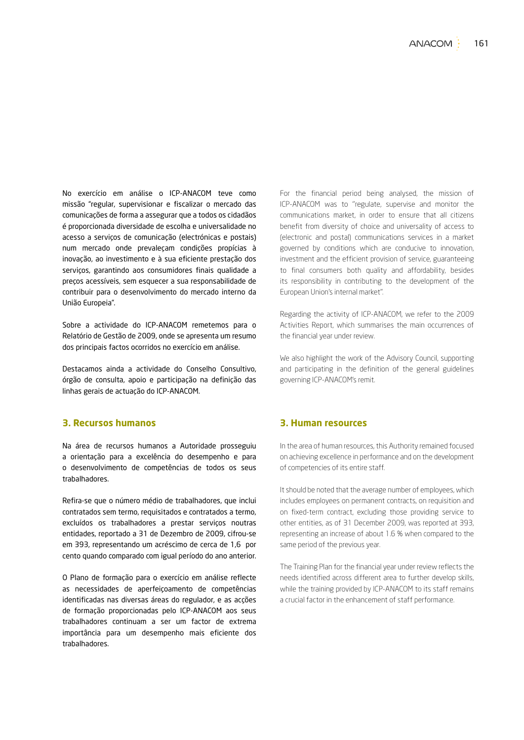No exercício em análise o ICP-ANACOM teve como missão "regular, supervisionar e fiscalizar o mercado das comunicações de forma a assegurar que a todos os cidadãos é proporcionada diversidade de escolha e universalidade no acesso a serviços de comunicação (electrónicas e postais) num mercado onde prevaleçam condições propícias à inovação, ao investimento e à sua eficiente prestação dos serviços, garantindo aos consumidores finais qualidade a preços acessíveis, sem esquecer a sua responsabilidade de contribuir para o desenvolvimento do mercado interno da União Europeia".

Sobre a actividade do ICP-ANACOM remetemos para o Relatório de Gestão de 2009, onde se apresenta um resumo dos principais factos ocorridos no exercício em análise.

Destacamos ainda a actividade do Conselho Consultivo, órgão de consulta, apoio e participação na definição das linhas gerais de actuação do ICP-ANACOM.

## 3. Recursos humanos

Na área de recursos humanos a Autoridade prosseguiu a orientação para a excelência do desempenho e para o desenvolvimento de competências de todos os seus trabalhadores.

Refira-se que o número médio de trabalhadores, que inclui contratados sem termo, requisitados e contratados a termo, excluídos os trabalhadores a prestar serviços noutras entidades, reportado a 31 de Dezembro de 2009, cifrou-se em 393, representando um acréscimo de cerca de 1,6 por cento quando comparado com igual período do ano anterior.

O Plano de formação para o exercício em análise reflecte as necessidades de aperfeiçoamento de competências identificadas nas diversas áreas do regulador, e as acções de formação proporcionadas pelo ICP-ANACOM aos seus trabalhadores continuam a ser um factor de extrema importância para um desempenho mais eficiente dos trabalhadores.

For the financial period being analysed, the mission of ICP-ANACOM was to "regulate, supervise and monitor the communications market, in order to ensure that all citizens benefit from diversity of choice and universality of access to (electronic and postal) communications services in a market governed by conditions which are conducive to innovation, investment and the efficient provision of service, guaranteeing to final consumers both quality and affordability, besides its responsibility in contributing to the development of the European Union's internal market".

Regarding the activity of ICP-ANACOM, we refer to the 2009 Activities Report, which summarises the main occurrences of the financial year under review.

We also highlight the work of the Advisory Council, supporting and participating in the definition of the general guidelines governing ICP-ANACOM's remit.

## 3. Human resources

In the area of human resources, this Authority remained focused on achieving excellence in performance and on the development of competencies of its entire staff.

It should be noted that the average number of employees, which includes employees on permanent contracts, on requisition and on fixed-term contract, excluding those providing service to other entities, as of 31 December 2009, was reported at 393, representing an increase of about 1.6 % when compared to the same period of the previous year.

The Training Plan for the financial year under review reflects the needs identified across different area to further develop skills, while the training provided by ICP-ANACOM to its staff remains a crucial factor in the enhancement of staff performance.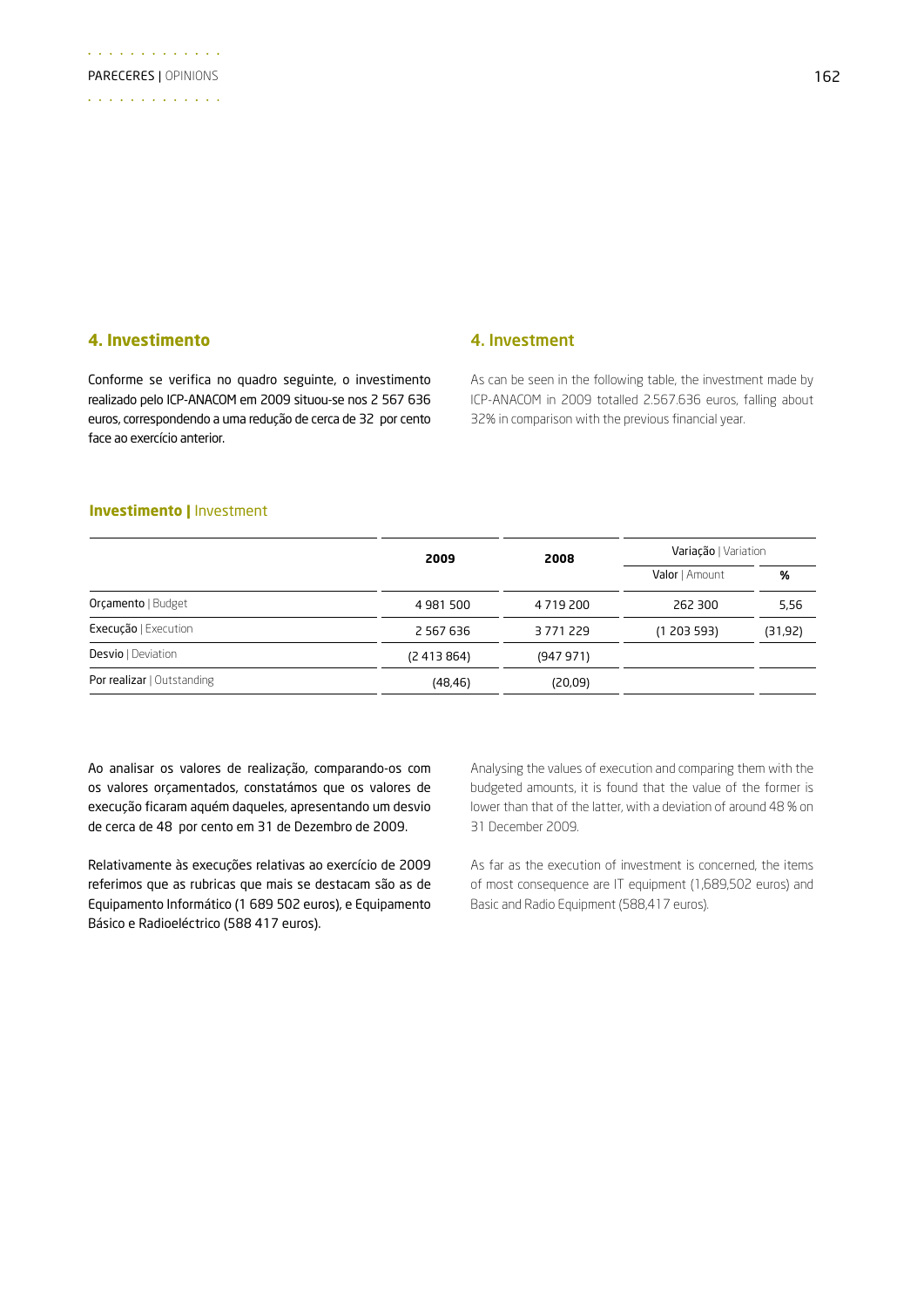## 4. Investimento

Conforme se verifica no quadro seguinte, o investimento realizado pelo ICP-ANACOM em 2009 situou-se nos 2 567 636 euros, correspondendo a uma redução de cerca de 32 por cento face ao exercício anterior.

## 4. Investment

As can be seen in the following table, the investment made by ICP-ANACOM in 2009 totalled 2.567.636 euros, falling about 32% in comparison with the previous financial year.

**Investimento |** Investment

| | 2009 | 2008 | Variação \| Variation | |
|---|---|---|---|---|
| | | | Valor \| Amount | % |
| Orçamento \| Budget | 4 981 500 | 4 719 200 | 262 300 | 5,56 |
| Execução \| Execution | 2 567 636 | 3 771 229 | (1 203 593) | (31,92) |
| Desvio \| Deviation | (2 413 864) | (947 971) | | |
| Por realizar \| Outstanding | (48,46) | (20,09) | | |

Ao analisar os valores de realização, comparando-os com os valores orçamentados, constatámos que os valores de execução ficaram aquém daqueles, apresentando um desvio de cerca de 48 por cento em 31 de Dezembro de 2009.

Relativamente às execuções relativas ao exercício de 2009 referimos que as rubricas que mais se destacam são as de Equipamento Informático (1 689 502 euros), e Equipamento Básico e Radioeléctrico (588 417 euros).

Analysing the values of execution and comparing them with the budgeted amounts, it is found that the value of the former is lower than that of the latter, with a deviation of around 48 % on 31 December 2009.

As far as the execution of investment is concerned, the items of most consequence are IT equipment (1,689,502 euros) and Basic and Radio Equipment (588,417 euros).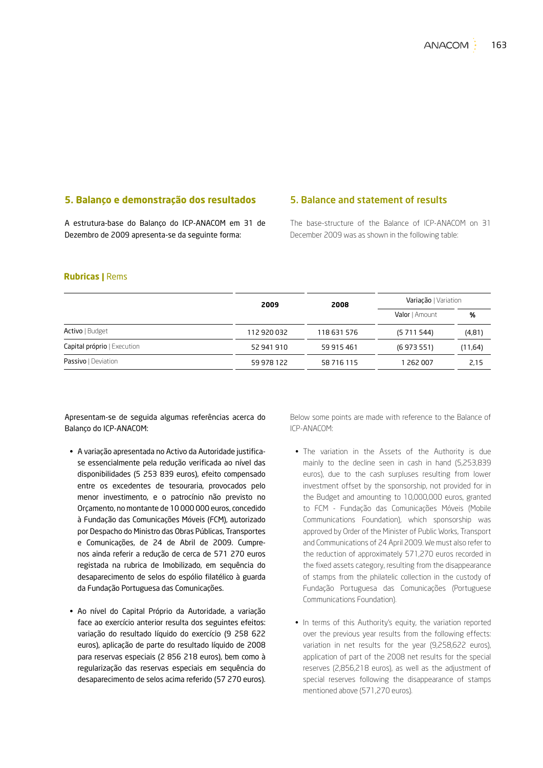## 5. Balanço e demonstração dos resultados

A estrutura-base do Balanço do ICP-ANACOM em 31 de Dezembro de 2009 apresenta-se da seguinte forma:

## 5. Balance and statement of results

The base-structure of the Balance of ICP-ANACOM on 31 December 2009 was as shown in the following table:

**Rubricas |** Rems

| | 2009 | 2008 | Variação \| Variation | |
|---|---|---|---|---|
| | | | Valor \| Amount | % |
| Activo \| Budget | 112 920 032 | 118 631 576 | (5 711 544) | (4,81) |
| Capital próprio \| Execution | 52 941 910 | 59 915 461 | (6 973 551) | (11,64) |
| Passivo \| Deviation | 59 978 122 | 58 716 115 | 1 262 007 | 2,15 |

Apresentam-se de seguida algumas referências acerca do Balanço do ICP-ANACOM:

- A variação apresentada no Activo da Autoridade justifica-se essencialmente pela redução verificada ao nível das disponibilidades (5 253 839 euros), efeito compensado entre os excedentes de tesouraria, provocados pelo menor investimento, e o patrocínio não previsto no Orçamento, no montante de 10 000 000 euros, concedido à Fundação das Comunicações Móveis (FCM), autorizado por Despacho do Ministro das Obras Públicas, Transportes e Comunicações, de 24 de Abril de 2009. Cumpre-nos ainda referir a redução de cerca de 571 270 euros registada na rubrica de Imobilizado, em sequência do desaparecimento de selos do espólio filatélico à guarda da Fundação Portuguesa das Comunicações.

- Ao nível do Capital Próprio da Autoridade, a variação face ao exercício anterior resulta dos seguintes efeitos: variação do resultado líquido do exercício (9 258 622 euros), aplicação de parte do resultado líquido de 2008 para reservas especiais (2 856 218 euros), bem como à regularização das reservas especiais em sequência do desaparecimento de selos acima referido (57 270 euros).

Below some points are made with reference to the Balance of ICP-ANACOM:

- The variation in the Assets of the Authority is due mainly to the decline seen in cash in hand (5,253,839 euros), due to the cash surpluses resulting from lower investment offset by the sponsorship, not provided for in the Budget and amounting to 10,000,000 euros, granted to FCM - Fundação das Comunicações Móveis (Mobile Communications Foundation), which sponsorship was approved by Order of the Minister of Public Works, Transport and Communications of 24 April 2009. We must also refer to the reduction of approximately 571,270 euros recorded in the fixed assets category, resulting from the disappearance of stamps from the philatelic collection in the custody of Fundação Portuguesa das Comunicações (Portuguese Communications Foundation).

- In terms of this Authority's equity, the variation reported over the previous year results from the following effects: variation in net results for the year (9,258,622 euros), application of part of the 2008 net results for the special reserves (2,856,218 euros), as well as the adjustment of special reserves following the disappearance of stamps mentioned above (571,270 euros).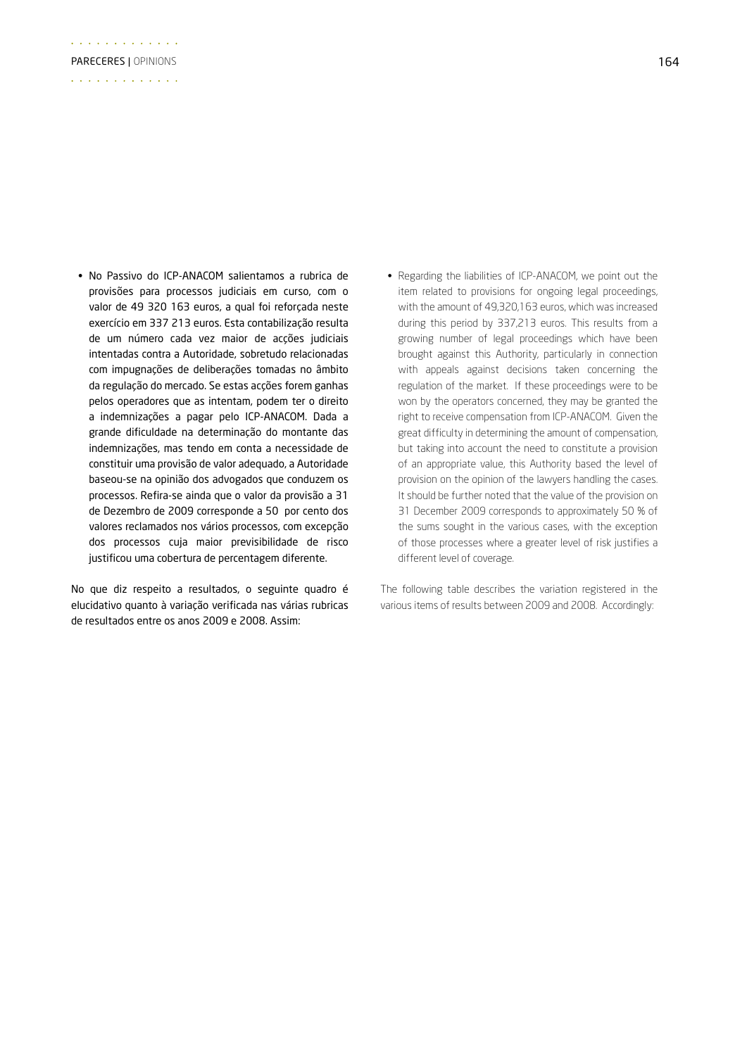- No Passivo do ICP-ANACOM salientamos a rubrica de provisões para processos judiciais em curso, com o valor de 49 320 163 euros, a qual foi reforçada neste exercício em 337 213 euros. Esta contabilização resulta de um número cada vez maior de acções judiciais intentadas contra a Autoridade, sobretudo relacionadas com impugnações de deliberações tomadas no âmbito da regulação do mercado. Se estas acções forem ganhas pelos operadores que as intentam, podem ter o direito a indemnizações a pagar pelo ICP-ANACOM. Dada a grande dificuldade na determinação do montante das indemnizações, mas tendo em conta a necessidade de constituir uma provisão de valor adequado, a Autoridade baseou-se na opinião dos advogados que conduzem os processos. Refira-se ainda que o valor da provisão a 31 de Dezembro de 2009 corresponde a 50 por cento dos valores reclamados nos vários processos, com excepção dos processos cuja maior previsibilidade de risco justificou uma cobertura de percentagem diferente.

No que diz respeito a resultados, o seguinte quadro é elucidativo quanto à variação verificada nas várias rubricas de resultados entre os anos 2009 e 2008. Assim:

- Regarding the liabilities of ICP-ANACOM, we point out the item related to provisions for ongoing legal proceedings, with the amount of 49,320,163 euros, which was increased during this period by 337,213 euros. This results from a growing number of legal proceedings which have been brought against this Authority, particularly in connection with appeals against decisions taken concerning the regulation of the market. If these proceedings were to be won by the operators concerned, they may be granted the right to receive compensation from ICP-ANACOM. Given the great difficulty in determining the amount of compensation, but taking into account the need to constitute a provision of an appropriate value, this Authority based the level of provision on the opinion of the lawyers handling the cases. It should be further noted that the value of the provision on 31 December 2009 corresponds to approximately 50 % of the sums sought in the various cases, with the exception of those processes where a greater level of risk justifies a different level of coverage.

The following table describes the variation registered in the various items of results between 2009 and 2008. Accordingly: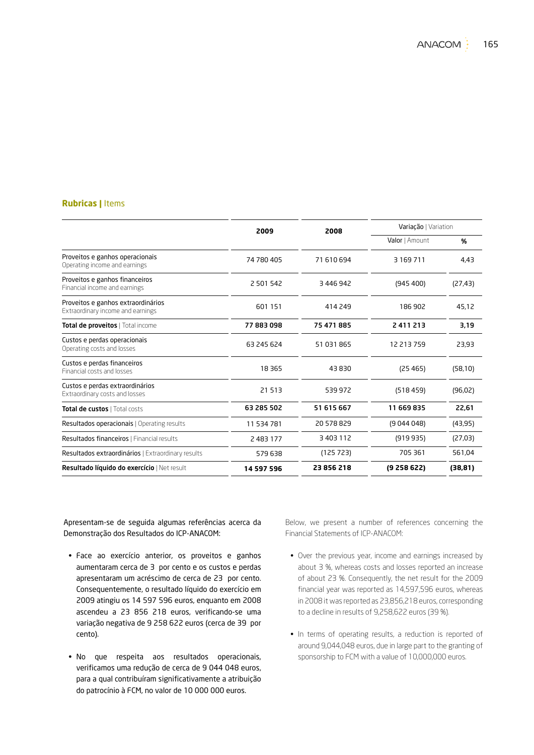**Rubricas |** Items

| | 2009 | 2008 | Variação \| Variation | |
|---|---|---|---|---|
| | | | Valor \| Amount | % |
| Proveitos e ganhos operacionais<br>Operating income and earnings | 74 780 405 | 71 610 694 | 3 169 711 | 4,43 |
| Proveitos e ganhos financeiros<br>Financial income and earnings | 2 501 542 | 3 446 942 | (945 400) | (27,43) |
| Proveitos e ganhos extraordinários<br>Extraordinary income and earnings | 601 151 | 414 249 | 186 902 | 45,12 |
| **Total de proveitos** \| Total income | **77 883 098** | **75 471 885** | **2 411 213** | **3,19** |
| Custos e perdas operacionais<br>Operating costs and losses | 63 245 624 | 51 031 865 | 12 213 759 | 23,93 |
| Custos e perdas financeiros<br>Financial costs and losses | 18 365 | 43 830 | (25 465) | (58,10) |
| Custos e perdas extraordinários<br>Extraordinary costs and losses | 21 513 | 539 972 | (518 459) | (96,02) |
| **Total de custos** \| Total costs | **63 285 502** | **51 615 667** | **11 669 835** | **22,61** |
| Resultados operacionais \| Operating results | 11 534 781 | 20 578 829 | (9 044 048) | (43,95) |
| Resultados financeiros \| Financial results | 2 483 177 | 3 403 112 | (919 935) | (27,03) |
| Resultados extraordinários \| Extraordinary results | 579 638 | (125 723) | 705 361 | 561,04 |
| **Resultado líquido do exercício** \| Net result | **14 597 596** | **23 856 218** | **(9 258 622)** | **(38,81)** |

Apresentam-se de seguida algumas referências acerca da Demonstração dos Resultados do ICP-ANACOM:

- Face ao exercício anterior, os proveitos e ganhos aumentaram cerca de 3 por cento e os custos e perdas apresentaram um acréscimo de cerca de 23 por cento. Consequentemente, o resultado líquido do exercício em 2009 atingiu os 14 597 596 euros, enquanto em 2008 ascendeu a 23 856 218 euros, verificando-se uma variação negativa de 9 258 622 euros (cerca de 39 por cento).

- No que respeita aos resultados operacionais, verificamos uma redução de cerca de 9 044 048 euros, para a qual contribuíram significativamente a atribuição do patrocínio à FCM, no valor de 10 000 000 euros.

Below, we present a number of references concerning the Financial Statements of ICP-ANACOM:

- Over the previous year, income and earnings increased by about 3 %, whereas costs and losses reported an increase of about 23 %. Consequently, the net result for the 2009 financial year was reported as 14,597,596 euros, whereas in 2008 it was reported as 23,856,218 euros, corresponding to a decline in results of 9,258,622 euros (39 %).

- In terms of operating results, a reduction is reported of around 9,044,048 euros, due in large part to the granting of sponsorship to FCM with a value of 10,000,000 euros.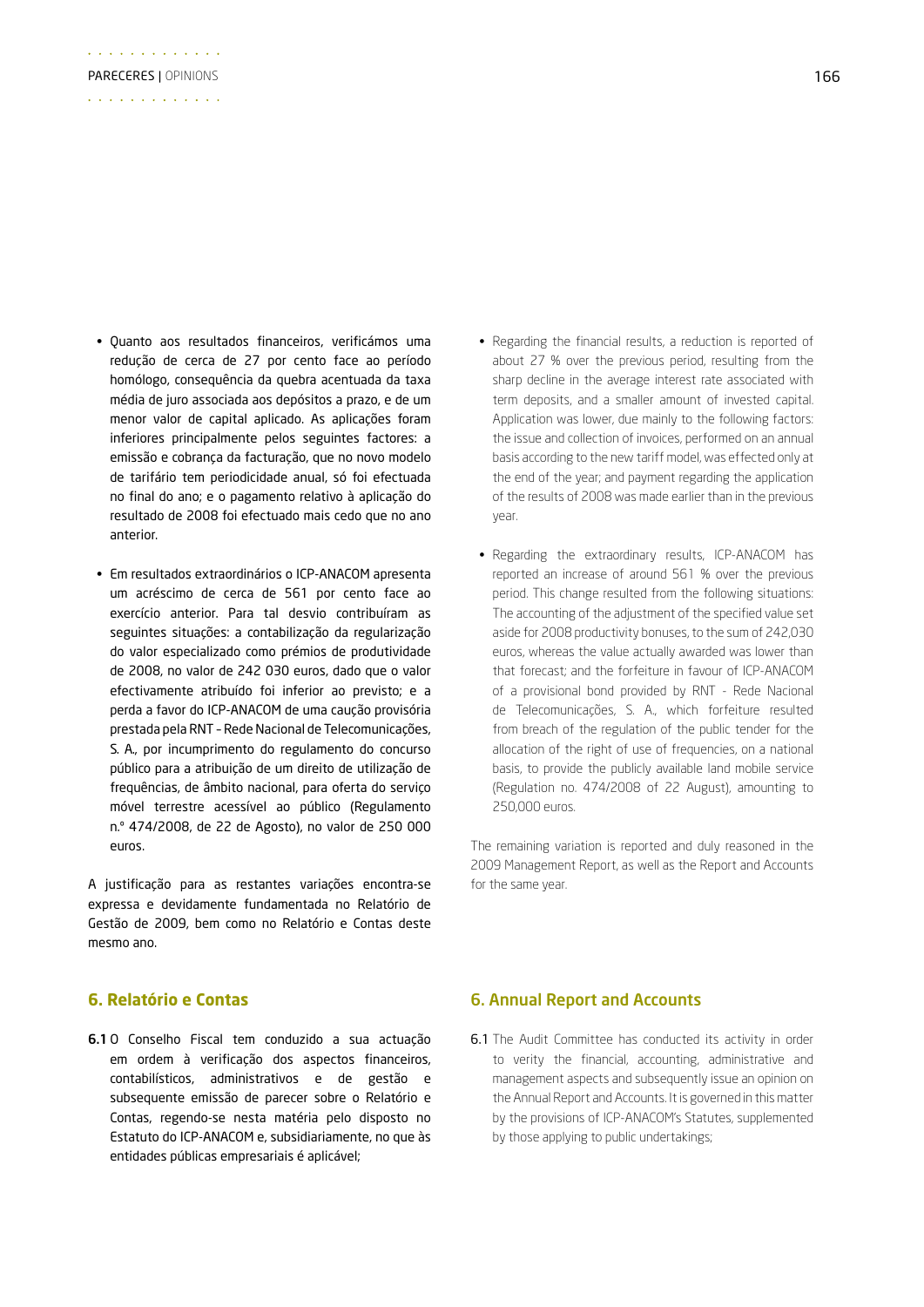- Quanto aos resultados financeiros, verificámos uma redução de cerca de 27 por cento face ao período homólogo, consequência da quebra acentuada da taxa média de juro associada aos depósitos a prazo, e de um menor valor de capital aplicado. As aplicações foram inferiores principalmente pelos seguintes factores: a emissão e cobrança da facturação, que no novo modelo de tarifário tem periodicidade anual, só foi efectuada no final do ano; e o pagamento relativo à aplicação do resultado de 2008 foi efectuado mais cedo que no ano anterior.

- Em resultados extraordinários o ICP-ANACOM apresenta um acréscimo de cerca de 561 por cento face ao exercício anterior. Para tal desvio contribuíram as seguintes situações: a contabilização da regularização do valor especializado como prémios de produtividade de 2008, no valor de 242 030 euros, dado que o valor efectivamente atribuído foi inferior ao previsto; e a perda a favor do ICP-ANACOM de uma caução provisória prestada pela RNT – Rede Nacional de Telecomunicações, S. A., por incumprimento do regulamento do concurso público para a atribuição de um direito de utilização de frequências, de âmbito nacional, para oferta do serviço móvel terrestre acessível ao público (Regulamento n.º 474/2008, de 22 de Agosto), no valor de 250 000 euros.

A justificação para as restantes variações encontra-se expressa e devidamente fundamentada no Relatório de Gestão de 2009, bem como no Relatório e Contas deste mesmo ano.

## 6. Relatório e Contas

**6.1** O Conselho Fiscal tem conduzido a sua actuação em ordem à verificação dos aspectos financeiros, contabilísticos, administrativos e de gestão e subsequente emissão de parecer sobre o Relatório e Contas, regendo-se nesta matéria pelo disposto no Estatuto do ICP-ANACOM e, subsidiariamente, no que às entidades públicas empresariais é aplicável;

- Regarding the financial results, a reduction is reported of about 27 % over the previous period, resulting from the sharp decline in the average interest rate associated with term deposits, and a smaller amount of invested capital. Application was lower, due mainly to the following factors: the issue and collection of invoices, performed on an annual basis according to the new tariff model, was effected only at the end of the year; and payment regarding the application of the results of 2008 was made earlier than in the previous year.

- Regarding the extraordinary results, ICP-ANACOM has reported an increase of around 561 % over the previous period. This change resulted from the following situations: The accounting of the adjustment of the specified value set aside for 2008 productivity bonuses, to the sum of 242,030 euros, whereas the value actually awarded was lower than that forecast; and the forfeiture in favour of ICP-ANACOM of a provisional bond provided by RNT - Rede Nacional de Telecomunicações, S. A., which forfeiture resulted from breach of the regulation of the public tender for the allocation of the right of use of frequencies, on a national basis, to provide the publicly available land mobile service (Regulation no. 474/2008 of 22 August), amounting to 250,000 euros.

The remaining variation is reported and duly reasoned in the 2009 Management Report, as well as the Report and Accounts for the same year.

## 6. Annual Report and Accounts

**6.1** The Audit Committee has conducted its activity in order to verity the financial, accounting, administrative and management aspects and subsequently issue an opinion on the Annual Report and Accounts. It is governed in this matter by the provisions of ICP-ANACOM's Statutes, supplemented by those applying to public undertakings;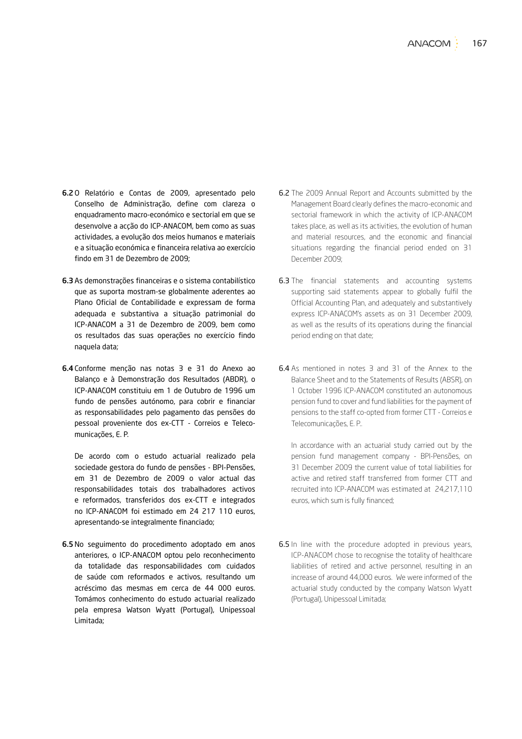**6.2** O Relatório e Contas de 2009, apresentado pelo Conselho de Administração, define com clareza o enquadramento macro-económico e sectorial em que se desenvolve a acção do ICP-ANACOM, bem como as suas actividades, a evolução dos meios humanos e materiais e a situação económica e financeira relativa ao exercício findo em 31 de Dezembro de 2009;

**6.3** As demonstrações financeiras e o sistema contabilístico que as suporta mostram-se globalmente aderentes ao Plano Oficial de Contabilidade e expressam de forma adequada e substantiva a situação patrimonial do ICP-ANACOM a 31 de Dezembro de 2009, bem como os resultados das suas operações no exercício findo naquela data;

**6.4** Conforme menção nas notas 3 e 31 do Anexo ao Balanço e à Demonstração dos Resultados (ABDR), o ICP-ANACOM constituiu em 1 de Outubro de 1996 um fundo de pensões autónomo, para cobrir e financiar as responsabilidades pelo pagamento das pensões do pessoal proveniente dos ex-CTT - Correios e Telecomunicações, E. P.

De acordo com o estudo actuarial realizado pela sociedade gestora do fundo de pensões - BPI-Pensões, em 31 de Dezembro de 2009 o valor actual das responsabilidades totais dos trabalhadores activos e reformados, transferidos dos ex-CTT e integrados no ICP-ANACOM foi estimado em 24 217 110 euros, apresentando-se integralmente financiado;

**6.5** No seguimento do procedimento adoptado em anos anteriores, o ICP-ANACOM optou pelo reconhecimento da totalidade das responsabilidades com cuidados de saúde com reformados e activos, resultando um acréscimo das mesmas em cerca de 44 000 euros. Tomámos conhecimento do estudo actuarial realizado pela empresa Watson Wyatt (Portugal), Unipessoal Limitada;

**6.2** The 2009 Annual Report and Accounts submitted by the Management Board clearly defines the macro-economic and sectorial framework in which the activity of ICP-ANACOM takes place, as well as its activities, the evolution of human and material resources, and the economic and financial situations regarding the financial period ended on 31 December 2009;

**6.3** The financial statements and accounting systems supporting said statements appear to globally fulfil the Official Accounting Plan, and adequately and substantively express ICP-ANACOM's assets as on 31 December 2009, as well as the results of its operations during the financial period ending on that date;

**6.4** As mentioned in notes 3 and 31 of the Annex to the Balance Sheet and to the Statements of Results (ABSR), on 1 October 1996 ICP-ANACOM constituted an autonomous pension fund to cover and fund liabilities for the payment of pensions to the staff co-opted from former CTT - Correios e Telecomunicações, E. P..

In accordance with an actuarial study carried out by the pension fund management company - BPI-Pensões, on 31 December 2009 the current value of total liabilities for active and retired staff transferred from former CTT and recruited into ICP-ANACOM was estimated at 24,217,110 euros, which sum is fully financed;

**6.5** In line with the procedure adopted in previous years, ICP-ANACOM chose to recognise the totality of healthcare liabilities of retired and active personnel, resulting in an increase of around 44,000 euros. We were informed of the actuarial study conducted by the company Watson Wyatt (Portugal), Unipessoal Limitada;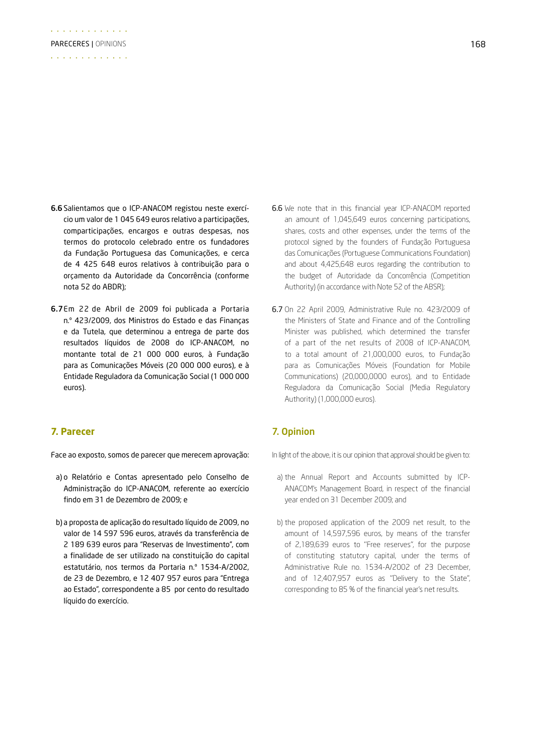6.6 Salientamos que o ICP-ANACOM registou neste exercício um valor de 1 045 649 euros relativo a participações, comparticipações, encargos e outras despesas, nos termos do protocolo celebrado entre os fundadores da Fundação Portuguesa das Comunicações, e cerca de 4 425 648 euros relativos à contribuição para o orçamento da Autoridade da Concorrência (conforme nota 52 do ABDR);

6.7 Em 22 de Abril de 2009 foi publicada a Portaria n.º 423/2009, dos Ministros do Estado e das Finanças e da Tutela, que determinou a entrega de parte dos resultados líquidos de 2008 do ICP-ANACOM, no montante total de 21 000 000 euros, à Fundação para as Comunicações Móveis (20 000 000 euros), e à Entidade Reguladora da Comunicação Social (1 000 000 euros).

## 7. Parecer

Face ao exposto, somos de parecer que merecem aprovação:

a) o Relatório e Contas apresentado pelo Conselho de Administração do ICP-ANACOM, referente ao exercício findo em 31 de Dezembro de 2009; e

b) a proposta de aplicação do resultado líquido de 2009, no valor de 14 597 596 euros, através da transferência de 2 189 639 euros para "Reservas de Investimento", com a finalidade de ser utilizado na constituição do capital estatutário, nos termos da Portaria n.º 1534-A/2002, de 23 de Dezembro, e 12 407 957 euros para "Entrega ao Estado", correspondente a 85 por cento do resultado líquido do exercício.

6.6 We note that in this financial year ICP-ANACOM reported an amount of 1,045,649 euros concerning participations, shares, costs and other expenses, under the terms of the protocol signed by the founders of Fundação Portuguesa das Comunicações (Portuguese Communications Foundation) and about 4,425,648 euros regarding the contribution to the budget of Autoridade da Concorrência (Competition Authority) (in accordance with Note 52 of the ABSR);

6.7 On 22 April 2009, Administrative Rule no. 423/2009 of the Ministers of State and Finance and of the Controlling Minister was published, which determined the transfer of a part of the net results of 2008 of ICP-ANACOM, to a total amount of 21,000,000 euros, to Fundação para as Comunicações Móveis (Foundation for Mobile Communications) (20,000,0000 euros), and to Entidade Reguladora da Comunicação Social (Media Regulatory Authority) (1,000,000 euros).

## 7. Opinion

In light of the above, it is our opinion that approval should be given to:

a) the Annual Report and Accounts submitted by ICP-ANACOM's Management Board, in respect of the financial year ended on 31 December 2009; and

b) the proposed application of the 2009 net result, to the amount of 14,597,596 euros, by means of the transfer of 2,189,639 euros to "Free reserves", for the purpose of constituting statutory capital, under the terms of Administrative Rule no. 1534-A/2002 of 23 December, and of 12,407,957 euros as "Delivery to the State", corresponding to 85 % of the financial year's net results.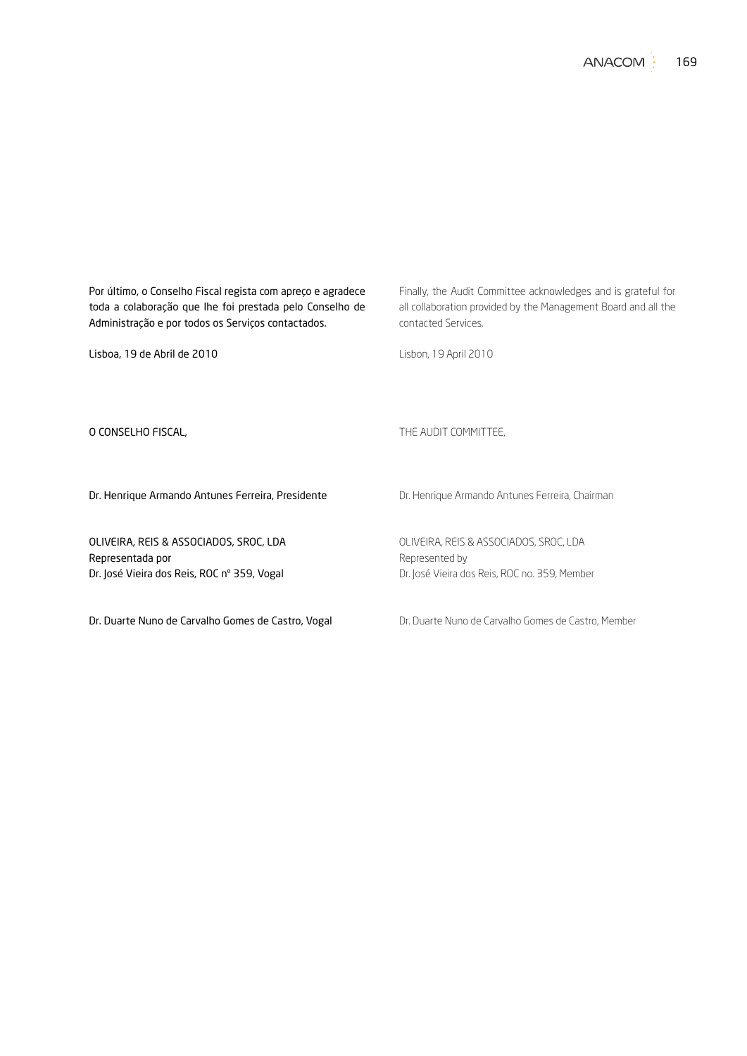Por último, o Conselho Fiscal regista com apreço e agradece toda a colaboração que lhe foi prestada pelo Conselho de Administração e por todos os Serviços contactados.

Lisboa, 19 de Abril de 2010

O CONSELHO FISCAL,

Dr. Henrique Armando Antunes Ferreira, Presidente

OLIVEIRA, REIS & ASSOCIADOS, SROC, LDA
Representada por
Dr. José Vieira dos Reis, ROC nº 359, Vogal

Dr. Duarte Nuno de Carvalho Gomes de Castro, Vogal

Finally, the Audit Committee acknowledges and is grateful for all collaboration provided by the Management Board and all the contacted Services.

Lisbon, 19 April 2010

THE AUDIT COMMITTEE,

Dr. Henrique Armando Antunes Ferreira, Chairman

OLIVEIRA, REIS & ASSOCIADOS, SROC, LDA
Represented by
Dr. José Vieira dos Reis, ROC no. 359, Member

Dr. Duarte Nuno de Carvalho Gomes de Castro, Member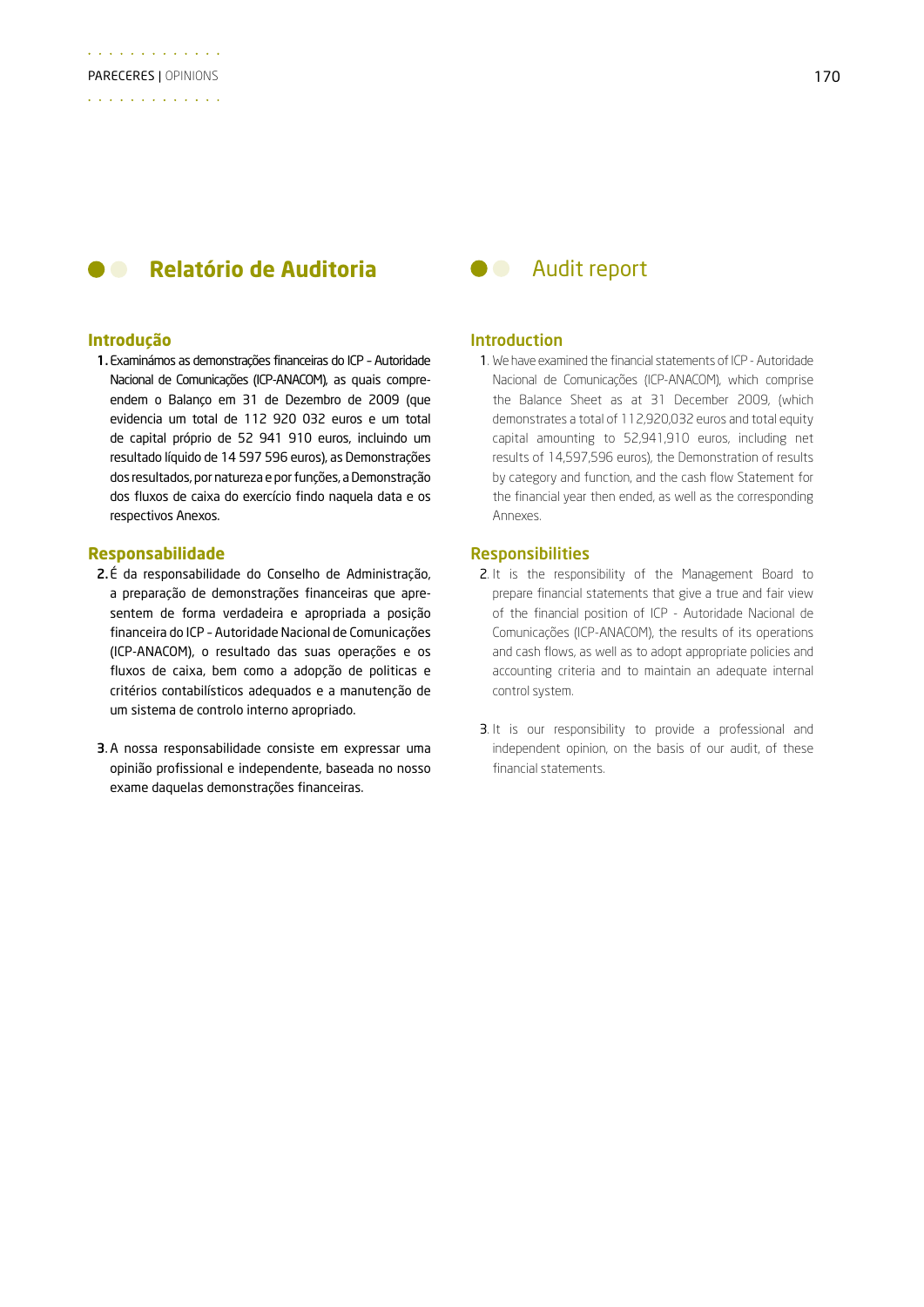## Relatório de Auditoria

### Introdução

1. Examinámos as demonstrações financeiras do ICP – Autoridade Nacional de Comunicações (ICP-ANACOM), as quais compreendem o Balanço em 31 de Dezembro de 2009 (que evidencia um total de 112 920 032 euros e um total de capital próprio de 52 941 910 euros, incluindo um resultado líquido de 14 597 596 euros), as Demonstrações dos resultados, por natureza e por funções, a Demonstração dos fluxos de caixa do exercício findo naquela data e os respectivos Anexos.

### Responsabilidade

2. É da responsabilidade do Conselho de Administração, a preparação de demonstrações financeiras que apresentem de forma verdadeira e apropriada a posição financeira do ICP – Autoridade Nacional de Comunicações (ICP-ANACOM), o resultado das suas operações e os fluxos de caixa, bem como a adopção de politicas e critérios contabilísticos adequados e a manutenção de um sistema de controlo interno apropriado.

3. A nossa responsabilidade consiste em expressar uma opinião profissional e independente, baseada no nosso exame daquelas demonstrações financeiras.

## Audit report

### Introduction

1. We have examined the financial statements of ICP - Autoridade Nacional de Comunicações (ICP-ANACOM), which comprise the Balance Sheet as at 31 December 2009, (which demonstrates a total of 112,920,032 euros and total equity capital amounting to 52,941,910 euros, including net results of 14,597,596 euros), the Demonstration of results by category and function, and the cash flow Statement for the financial year then ended, as well as the corresponding Annexes.

### Responsibilities

2. It is the responsibility of the Management Board to prepare financial statements that give a true and fair view of the financial position of ICP - Autoridade Nacional de Comunicações (ICP-ANACOM), the results of its operations and cash flows, as well as to adopt appropriate policies and accounting criteria and to maintain an adequate internal control system.

3. It is our responsibility to provide a professional and independent opinion, on the basis of our audit, of these financial statements.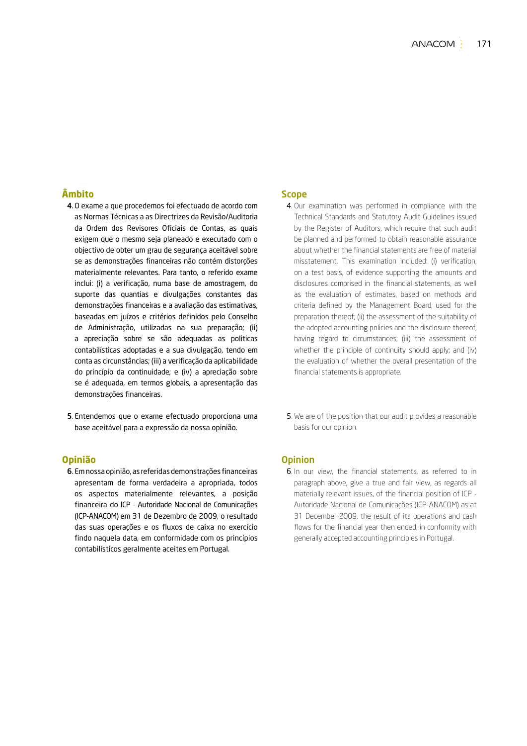## Âmbito

4. O exame a que procedemos foi efectuado de acordo com as Normas Técnicas a as Directrizes da Revisão/Auditoria da Ordem dos Revisores Oficiais de Contas, as quais exigem que o mesmo seja planeado e executado com o objectivo de obter um grau de segurança aceitável sobre se as demonstrações financeiras não contém distorções materialmente relevantes. Para tanto, o referido exame inclui: (i) a verificação, numa base de amostragem, do suporte das quantias e divulgações constantes das demonstrações financeiras e a avaliação das estimativas, baseadas em juízos e critérios definidos pelo Conselho de Administração, utilizadas na sua preparação; (ii) a apreciação sobre se são adequadas as politicas contabilísticas adoptadas e a sua divulgação, tendo em conta as circunstâncias; (iii) a verificação da aplicabilidade do princípio da continuidade; e (iv) a apreciação sobre se é adequada, em termos globais, a apresentação das demonstrações financeiras.

5. Entendemos que o exame efectuado proporciona uma base aceitável para a expressão da nossa opinião.

## Opinião

6. Em nossa opinião, as referidas demonstrações financeiras apresentam de forma verdadeira a apropriada, todos os aspectos materialmente relevantes, a posição financeira do ICP - Autoridade Nacional de Comunicações (ICP-ANACOM) em 31 de Dezembro de 2009, o resultado das suas operações e os fluxos de caixa no exercício findo naquela data, em conformidade com os princípios contabilísticos geralmente aceites em Portugal.

## Scope

4. Our examination was performed in compliance with the Technical Standards and Statutory Audit Guidelines issued by the Register of Auditors, which require that such audit be planned and performed to obtain reasonable assurance about whether the financial statements are free of material misstatement. This examination included: (i) verification, on a test basis, of evidence supporting the amounts and disclosures comprised in the financial statements, as well as the evaluation of estimates, based on methods and criteria defined by the Management Board, used for the preparation thereof; (ii) the assessment of the suitability of the adopted accounting policies and the disclosure thereof, having regard to circumstances; (iii) the assessment of whether the principle of continuity should apply; and (iv) the evaluation of whether the overall presentation of the financial statements is appropriate.

5. We are of the position that our audit provides a reasonable basis for our opinion.

## Opinion

6. In our view, the financial statements, as referred to in paragraph above, give a true and fair view, as regards all materially relevant issues, of the financial position of ICP - Autoridade Nacional de Comunicações (ICP-ANACOM) as at 31 December 2009, the result of its operations and cash flows for the financial year then ended, in conformity with generally accepted accounting principles in Portugal.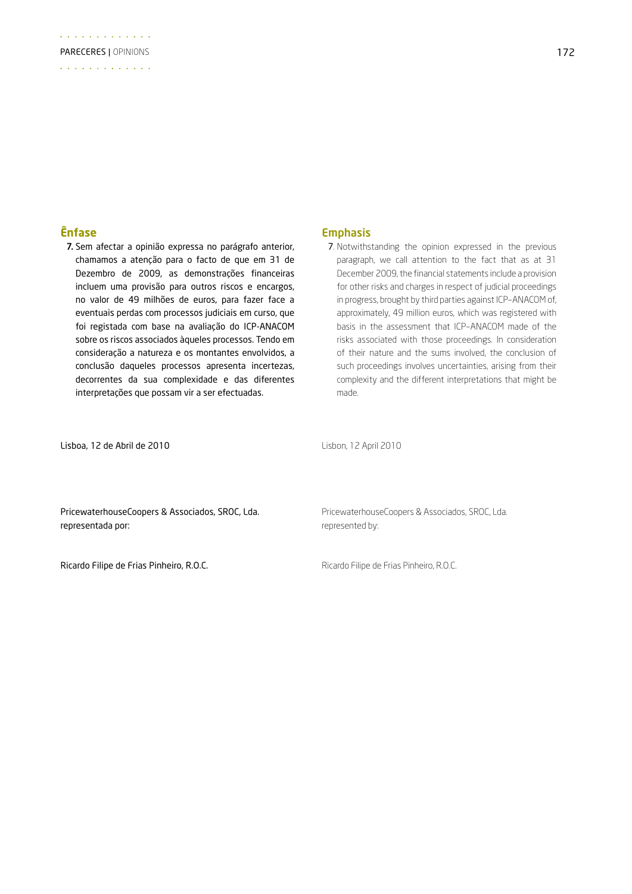## Ênfase

7. Sem afectar a opinião expressa no parágrafo anterior, chamamos a atenção para o facto de que em 31 de Dezembro de 2009, as demonstrações financeiras incluem uma provisão para outros riscos e encargos, no valor de 49 milhões de euros, para fazer face a eventuais perdas com processos judiciais em curso, que foi registada com base na avaliação do ICP-ANACOM sobre os riscos associados àqueles processos. Tendo em consideração a natureza e os montantes envolvidos, a conclusão daqueles processos apresenta incertezas, decorrentes da sua complexidade e das diferentes interpretações que possam vir a ser efectuadas.

Lisboa, 12 de Abril de 2010

PricewaterhouseCoopers & Associados, SROC, Lda.
representada por:

Ricardo Filipe de Frias Pinheiro, R.O.C.

## Emphasis

7. Notwithstanding the opinion expressed in the previous paragraph, we call attention to the fact that as at 31 December 2009, the financial statements include a provision for other risks and charges in respect of judicial proceedings in progress, brought by third parties against ICP-ANACOM of, approximately, 49 million euros, which was registered with basis in the assessment that ICP-ANACOM made of the risks associated with those proceedings. In consideration of their nature and the sums involved, the conclusion of such proceedings involves uncertainties, arising from their complexity and the different interpretations that might be made.

Lisbon, 12 April 2010

PricewaterhouseCoopers & Associados, SROC, Lda.
represented by:

Ricardo Filipe de Frias Pinheiro, R.O.C.